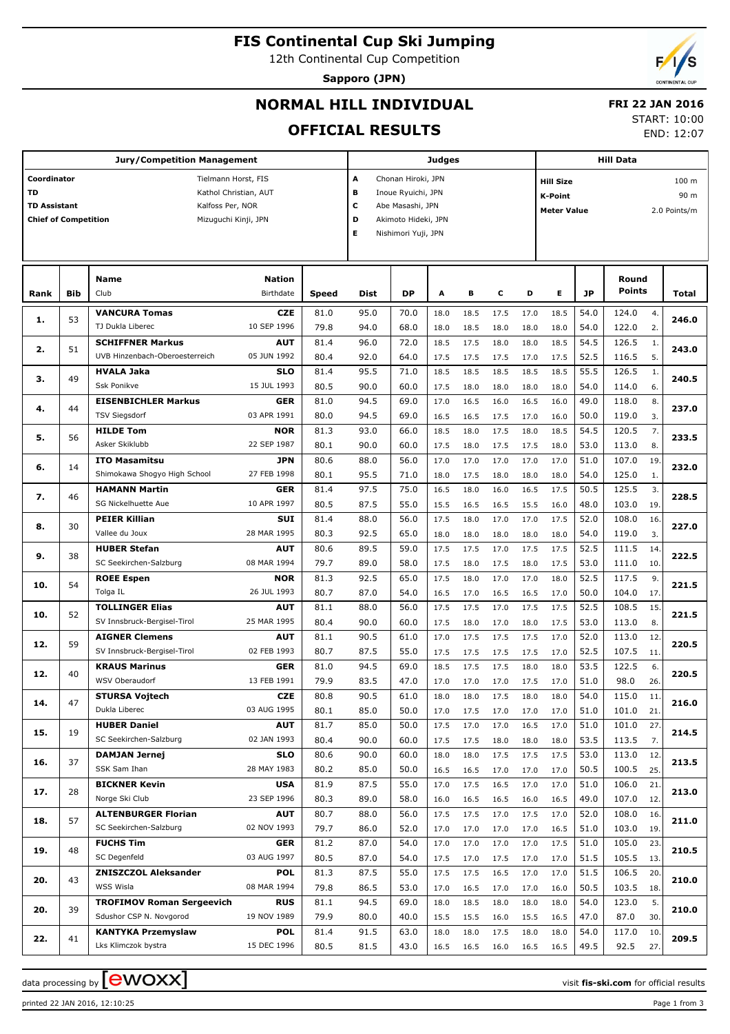# FIS Continental Cup Ski Jumping

12th Continental Cup Competition

**Sapporo (JPN)**

## NORMAL HILL INDIVIDUAL

## OFFICIAL RESULTS

**FRI 22 JAN 2016**

START: 10:00

END: 12:07

| Jury/Competition Management | | Judges | | Hill Data | |
|---|---|---|---|---|---|
| Coordinator | Tielmann Horst, FIS | A | Chonan Hiroki, JPN | Hill Size | 100 m |
| TD | Kathol Christian, AUT | B | Inoue Ryuichi, JPN | K-Point | 90 m |
| TD Assistant | Kalfoss Per, NOR | C | Abe Masashi, JPN | Meter Value | 2.0 Points/m |
| Chief of Competition | Mizuguchi Kinji, JPN | D | Akimoto Hideki, JPN | | |
| | | E | Nishimori Yuji, JPN | | |

| Rank | Bib | Name / Club | Nation / Birthdate | Speed | Dist | DP | A | B | C | D | E | JP | Round Points | | Total |
|---|---|---|---|---|---|---|---|---|---|---|---|---|---|---|---|
| 1. | 53 | **VANCURA Tomas** | **CZE** | 81.0 | 95.0 | 70.0 | 18.0 | 18.5 | 17.5 | 17.0 | 18.5 | 54.0 | 124.0 | 4. | 246.0 |
| | | TJ Dukla Liberec | 10 SEP 1996 | 79.8 | 94.0 | 68.0 | 18.0 | 18.5 | 18.0 | 18.0 | 18.0 | 54.0 | 122.0 | 2. | |
| 2. | 51 | **SCHIFFNER Markus** | **AUT** | 81.4 | 96.0 | 72.0 | 18.5 | 17.5 | 18.0 | 18.0 | 18.5 | 54.5 | 126.5 | 1. | 243.0 |
| | | UVB Hinzenbach-Oberoesterreich | 05 JUN 1992 | 80.4 | 92.0 | 64.0 | 17.5 | 17.5 | 17.5 | 17.0 | 17.5 | 52.5 | 116.5 | 5. | |
| 3. | 49 | **HVALA Jaka** | **SLO** | 81.4 | 95.5 | 71.0 | 18.5 | 18.5 | 18.5 | 18.5 | 18.5 | 55.5 | 126.5 | 1. | 240.5 |
| | | Ssk Ponikve | 15 JUL 1993 | 80.5 | 90.0 | 60.0 | 17.5 | 18.0 | 18.0 | 18.0 | 18.0 | 54.0 | 114.0 | 6. | |
| 4. | 44 | **EISENBICHLER Markus** | **GER** | 81.0 | 94.5 | 69.0 | 17.0 | 16.5 | 16.0 | 16.5 | 16.0 | 49.0 | 118.0 | 8. | 237.0 |
| | | TSV Siegsdorf | 03 APR 1991 | 80.0 | 94.5 | 69.0 | 16.5 | 16.5 | 17.5 | 17.0 | 16.0 | 50.0 | 119.0 | 3. | |
| 5. | 56 | **HILDE Tom** | **NOR** | 81.3 | 93.0 | 66.0 | 18.5 | 18.0 | 17.5 | 18.0 | 18.5 | 54.5 | 120.5 | 7. | 233.5 |
| | | Asker Skiklubb | 22 SEP 1987 | 80.1 | 90.0 | 60.0 | 17.5 | 18.0 | 17.5 | 17.5 | 18.0 | 53.0 | 113.0 | 8. | |
| 6. | 14 | **ITO Masamitsu** | **JPN** | 80.6 | 88.0 | 56.0 | 17.0 | 17.0 | 17.0 | 17.0 | 17.0 | 51.0 | 107.0 | 19. | 232.0 |
| | | Shimokawa Shogyo High School | 27 FEB 1998 | 80.1 | 95.5 | 71.0 | 18.0 | 17.5 | 18.0 | 18.0 | 18.0 | 54.0 | 125.0 | 1. | |
| 7. | 46 | **HAMANN Martin** | **GER** | 81.4 | 97.5 | 75.0 | 16.5 | 18.0 | 16.0 | 16.5 | 17.5 | 50.5 | 125.5 | 3. | 228.5 |
| | | SG Nickelhuette Aue | 10 APR 1997 | 80.5 | 87.5 | 55.0 | 15.5 | 16.5 | 16.5 | 15.5 | 16.0 | 48.0 | 103.0 | 19. | |
| 8. | 30 | **PEIER Killian** | **SUI** | 81.4 | 88.0 | 56.0 | 17.5 | 18.0 | 17.0 | 17.0 | 17.5 | 52.0 | 108.0 | 16. | 227.0 |
| | | Vallee du Joux | 28 MAR 1995 | 80.3 | 92.5 | 65.0 | 18.0 | 18.0 | 18.0 | 18.0 | 18.0 | 54.0 | 119.0 | 3. | |
| 9. | 38 | **HUBER Stefan** | **AUT** | 80.6 | 89.5 | 59.0 | 17.5 | 17.5 | 17.0 | 17.5 | 17.5 | 52.5 | 111.5 | 14. | 222.5 |
| | | SC Seekirchen-Salzburg | 08 MAR 1994 | 79.7 | 89.0 | 58.0 | 17.5 | 18.0 | 17.5 | 18.0 | 17.5 | 53.0 | 111.0 | 10. | |
| 10. | 54 | **ROEE Espen** | **NOR** | 81.3 | 92.5 | 65.0 | 17.5 | 18.0 | 17.0 | 17.0 | 18.0 | 52.5 | 117.5 | 9. | 221.5 |
| | | Tolga IL | 26 JUL 1993 | 80.7 | 87.0 | 54.0 | 16.5 | 17.0 | 16.5 | 16.5 | 17.0 | 50.0 | 104.0 | 17. | |
| 10. | 52 | **TOLLINGER Elias** | **AUT** | 81.1 | 88.0 | 56.0 | 17.5 | 17.5 | 17.0 | 17.5 | 17.5 | 52.5 | 108.5 | 15. | 221.5 |
| | | SV Innsbruck-Bergisel-Tirol | 25 MAR 1995 | 80.4 | 90.0 | 60.0 | 17.5 | 18.0 | 17.0 | 18.0 | 17.5 | 53.0 | 113.0 | 8. | |
| 12. | 59 | **AIGNER Clemens** | **AUT** | 81.1 | 90.5 | 61.0 | 17.0 | 17.5 | 17.5 | 17.5 | 17.0 | 52.0 | 113.0 | 12. | 220.5 |
| | | SV Innsbruck-Bergisel-Tirol | 02 FEB 1993 | 80.7 | 87.5 | 55.0 | 17.5 | 17.5 | 17.5 | 17.5 | 17.0 | 52.5 | 107.5 | 11. | |
| 12. | 40 | **KRAUS Marinus** | **GER** | 81.0 | 94.5 | 69.0 | 18.5 | 17.5 | 17.5 | 18.0 | 18.0 | 53.5 | 122.5 | 6. | 220.5 |
| | | WSV Oberaudorf | 13 FEB 1991 | 79.9 | 83.5 | 47.0 | 17.0 | 17.0 | 17.0 | 17.5 | 17.0 | 51.0 | 98.0 | 26. | |
| 14. | 47 | **STURSA Vojtech** | **CZE** | 80.8 | 90.5 | 61.0 | 18.0 | 18.0 | 17.5 | 18.0 | 18.0 | 54.0 | 115.0 | 11. | 216.0 |
| | | Dukla Liberec | 03 AUG 1995 | 80.1 | 85.0 | 50.0 | 17.0 | 17.5 | 17.0 | 17.0 | 17.0 | 51.0 | 101.0 | 21. | |
| 15. | 19 | **HUBER Daniel** | **AUT** | 81.7 | 85.0 | 50.0 | 17.5 | 17.0 | 17.0 | 16.5 | 17.0 | 51.0 | 101.0 | 27. | 214.5 |
| | | SC Seekirchen-Salzburg | 02 JAN 1993 | 80.4 | 90.0 | 60.0 | 17.5 | 17.5 | 18.0 | 18.0 | 18.0 | 53.5 | 113.5 | 7. | |
| 16. | 37 | **DAMJAN Jernej** | **SLO** | 80.6 | 90.0 | 60.0 | 18.0 | 18.0 | 17.5 | 17.5 | 17.5 | 53.0 | 113.0 | 12. | 213.5 |
| | | SSK Sam Ihan | 28 MAY 1983 | 80.2 | 85.0 | 50.0 | 16.5 | 16.5 | 17.0 | 17.0 | 17.0 | 50.5 | 100.5 | 25. | |
| 17. | 28 | **BICKNER Kevin** | **USA** | 81.9 | 87.5 | 55.0 | 17.0 | 17.5 | 16.5 | 17.0 | 17.0 | 51.0 | 106.0 | 21. | 213.0 |
| | | Norge Ski Club | 23 SEP 1996 | 80.3 | 89.0 | 58.0 | 16.0 | 16.5 | 16.5 | 16.0 | 16.5 | 49.0 | 107.0 | 12. | |
| 18. | 57 | **ALTENBURGER Florian** | **AUT** | 80.7 | 88.0 | 56.0 | 17.5 | 17.5 | 17.0 | 17.5 | 17.0 | 52.0 | 108.0 | 16. | 211.0 |
| | | SC Seekirchen-Salzburg | 02 NOV 1993 | 79.7 | 86.0 | 52.0 | 17.0 | 17.0 | 17.0 | 17.0 | 16.5 | 51.0 | 103.0 | 19. | |
| 19. | 48 | **FUCHS Tim** | **GER** | 81.2 | 87.0 | 54.0 | 17.0 | 17.0 | 17.0 | 17.0 | 17.5 | 51.0 | 105.0 | 23. | 210.5 |
| | | SC Degenfeld | 03 AUG 1997 | 80.5 | 87.0 | 54.0 | 17.5 | 17.0 | 17.5 | 17.0 | 17.0 | 51.5 | 105.5 | 13. | |
| 20. | 43 | **ZNISZCZOL Aleksander** | **POL** | 81.3 | 87.5 | 55.0 | 17.5 | 17.5 | 16.5 | 17.0 | 17.0 | 51.5 | 106.5 | 20. | 210.0 |
| | | WSS Wisla | 08 MAR 1994 | 79.8 | 86.5 | 53.0 | 17.0 | 16.5 | 17.0 | 17.0 | 16.0 | 50.5 | 103.5 | 18. | |
| 20. | 39 | **TROFIMOV Roman Sergeevich** | **RUS** | 81.1 | 94.5 | 69.0 | 18.0 | 18.5 | 18.0 | 18.0 | 18.0 | 54.0 | 123.0 | 5. | 210.0 |
| | | Sdushor CSP N. Novgorod | 19 NOV 1989 | 79.9 | 80.0 | 40.0 | 15.5 | 15.5 | 16.0 | 15.5 | 16.5 | 47.0 | 87.0 | 30. | |
| 22. | 41 | **KANTYKA Przemyslaw** | **POL** | 81.4 | 91.5 | 63.0 | 18.0 | 18.0 | 17.5 | 18.0 | 18.0 | 54.0 | 117.0 | 10. | 209.5 |
| | | Lks Klimczok bystra | 15 DEC 1996 | 80.5 | 81.5 | 43.0 | 16.5 | 16.5 | 16.0 | 16.5 | 16.5 | 49.5 | 92.5 | 27. | |

data processing by ewoxx — visit fis-ski.com for official results

printed 22 JAN 2016, 12:10:25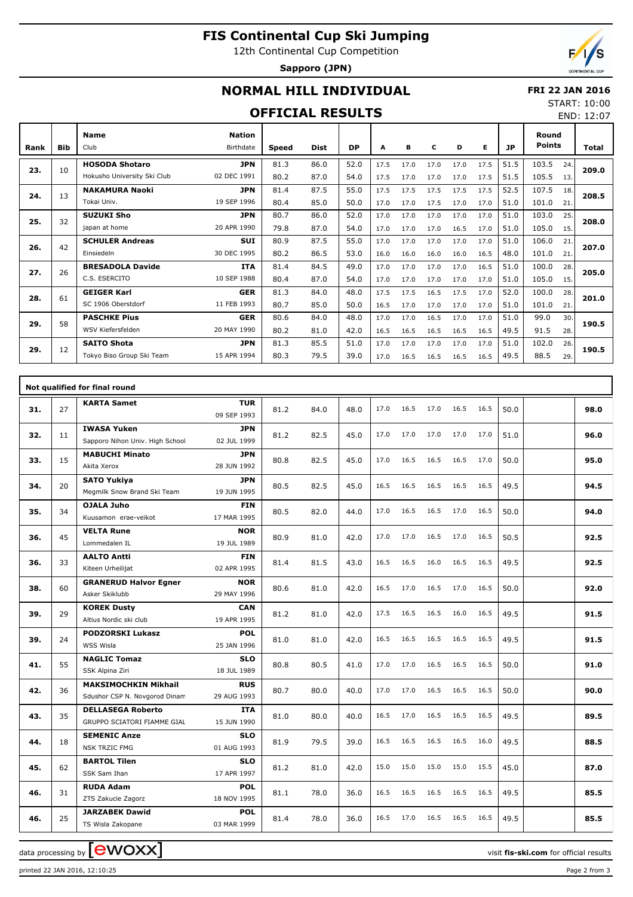# FIS Continental Cup Ski Jumping

12th Continental Cup Competition

**Sapporo (JPN)**

## NORMAL HILL INDIVIDUAL

## OFFICIAL RESULTS

**FRI 22 JAN 2016**

START: 10:00

END: 12:07

| Rank | Bib | Name / Club | Nation / Birthdate | Speed | Dist | DP | A | B | C | D | E | JP | Round Points | | Total |
|---|---|---|---|---|---|---|---|---|---|---|---|---|---|---|---|
| 23. | 10 | **HOSODA Shotaro** | **JPN** | 81.3 | 86.0 | 52.0 | 17.5 | 17.0 | 17.0 | 17.0 | 17.5 | 51.5 | 103.5 | 24. | **209.0** |
| | | Hokusho University Ski Club | 02 DEC 1991 | 80.2 | 87.0 | 54.0 | 17.5 | 17.0 | 17.0 | 17.0 | 17.5 | 51.5 | 105.5 | 13. | |
| 24. | 13 | **NAKAMURA Naoki** | **JPN** | 81.4 | 87.5 | 55.0 | 17.5 | 17.5 | 17.5 | 17.5 | 17.5 | 52.5 | 107.5 | 18. | **208.5** |
| | | Tokai Univ. | 19 SEP 1996 | 80.4 | 85.0 | 50.0 | 17.0 | 17.0 | 17.5 | 17.0 | 17.0 | 51.0 | 101.0 | 21. | |
| 25. | 32 | **SUZUKI Sho** | **JPN** | 80.7 | 86.0 | 52.0 | 17.0 | 17.0 | 17.0 | 17.0 | 17.0 | 51.0 | 103.0 | 25. | **208.0** |
| | | japan at home | 20 APR 1990 | 79.8 | 87.0 | 54.0 | 17.0 | 17.0 | 17.0 | 16.5 | 17.0 | 51.0 | 105.0 | 15. | |
| 26. | 42 | **SCHULER Andreas** | **SUI** | 80.9 | 87.5 | 55.0 | 17.0 | 17.0 | 17.0 | 17.0 | 17.0 | 51.0 | 106.0 | 21. | **207.0** |
| | | Einsiedeln | 30 DEC 1995 | 80.2 | 86.5 | 53.0 | 16.0 | 16.0 | 16.0 | 16.0 | 16.5 | 48.0 | 101.0 | 21. | |
| 27. | 26 | **BRESADOLA Davide** | **ITA** | 81.4 | 84.5 | 49.0 | 17.0 | 17.0 | 17.0 | 17.0 | 16.5 | 51.0 | 100.0 | 28. | **205.0** |
| | | C.S. ESERCITO | 10 SEP 1988 | 80.4 | 87.0 | 54.0 | 17.0 | 17.0 | 17.0 | 17.0 | 17.0 | 51.0 | 105.0 | 15. | |
| 28. | 61 | **GEIGER Karl** | **GER** | 81.3 | 84.0 | 48.0 | 17.5 | 17.5 | 16.5 | 17.5 | 17.0 | 52.0 | 100.0 | 28. | **201.0** |
| | | SC 1906 Oberstdorf | 11 FEB 1993 | 80.7 | 85.0 | 50.0 | 16.5 | 17.0 | 17.0 | 17.0 | 17.0 | 51.0 | 101.0 | 21. | |
| 29. | 58 | **PASCHKE Pius** | **GER** | 80.6 | 84.0 | 48.0 | 17.0 | 17.0 | 16.5 | 17.0 | 17.0 | 51.0 | 99.0 | 30. | **190.5** |
| | | WSV Kiefersfelden | 20 MAY 1990 | 80.2 | 81.0 | 42.0 | 16.5 | 16.5 | 16.5 | 16.5 | 16.5 | 49.5 | 91.5 | 28. | |
| 29. | 12 | **SAITO Shota** | **JPN** | 81.3 | 85.5 | 51.0 | 17.0 | 17.0 | 17.0 | 17.0 | 17.0 | 51.0 | 102.0 | 26. | **190.5** |
| | | Tokyo Biso Group Ski Team | 15 APR 1994 | 80.3 | 79.5 | 39.0 | 17.0 | 16.5 | 16.5 | 16.5 | 16.5 | 49.5 | 88.5 | 29. | |

**Not qualified for final round**

| Rank | Bib | Name / Club | Nation / Birthdate | Speed | Dist | DP | A | B | C | D | E | JP | Round Points | Total |
|---|---|---|---|---|---|---|---|---|---|---|---|---|---|---|
| 31. | 27 | **KARTA Samet** | **TUR** 09 SEP 1993 | 81.2 | 84.0 | 48.0 | 17.0 | 16.5 | 17.0 | 16.5 | 16.5 | 50.0 | | **98.0** |
| 32. | 11 | **IWASA Yuken** Sapporo Nihon Univ. High School | **JPN** 02 JUL 1999 | 81.2 | 82.5 | 45.0 | 17.0 | 17.0 | 17.0 | 17.0 | 17.0 | 51.0 | | **96.0** |
| 33. | 15 | **MABUCHI Minato** Akita Xerox | **JPN** 28 JUN 1992 | 80.8 | 82.5 | 45.0 | 17.0 | 16.5 | 16.5 | 16.5 | 17.0 | 50.0 | | **95.0** |
| 34. | 20 | **SATO Yukiya** Megmilk Snow Brand Ski Team | **JPN** 19 JUN 1995 | 80.5 | 82.5 | 45.0 | 16.5 | 16.5 | 16.5 | 16.5 | 16.5 | 49.5 | | **94.5** |
| 35. | 34 | **OJALA Juho** Kuusamon erae-veikot | **FIN** 17 MAR 1995 | 80.5 | 82.0 | 44.0 | 17.0 | 16.5 | 16.5 | 17.0 | 16.5 | 50.0 | | **94.0** |
| 36. | 45 | **VELTA Rune** Lommedalen IL | **NOR** 19 JUL 1989 | 80.9 | 81.0 | 42.0 | 17.0 | 17.0 | 16.5 | 17.0 | 16.5 | 50.5 | | **92.5** |
| 36. | 33 | **AALTO Antti** Kiteen Urheilijat | **FIN** 02 APR 1995 | 81.4 | 81.5 | 43.0 | 16.5 | 16.5 | 16.0 | 16.5 | 16.5 | 49.5 | | **92.5** |
| 38. | 60 | **GRANERUD Halvor Egner** Asker Skiklubb | **NOR** 29 MAY 1996 | 80.6 | 81.0 | 42.0 | 16.5 | 17.0 | 16.5 | 17.0 | 16.5 | 50.0 | | **92.0** |
| 39. | 29 | **KOREK Dusty** Altius Nordic ski club | **CAN** 19 APR 1995 | 81.2 | 81.0 | 42.0 | 17.5 | 16.5 | 16.5 | 16.0 | 16.5 | 49.5 | | **91.5** |
| 39. | 24 | **PODZORSKI Lukasz** WSS Wisla | **POL** 25 JAN 1996 | 81.0 | 81.0 | 42.0 | 16.5 | 16.5 | 16.5 | 16.5 | 16.5 | 49.5 | | **91.5** |
| 41. | 55 | **NAGLIC Tomaz** SSK Alpina Ziri | **SLO** 18 JUL 1989 | 80.8 | 80.5 | 41.0 | 17.0 | 17.0 | 16.5 | 16.5 | 16.5 | 50.0 | | **91.0** |
| 42. | 36 | **MAKSIMOCHKIN Mikhail** Sdushor CSP N. Novgorod Dinam | **RUS** 29 AUG 1993 | 80.7 | 80.0 | 40.0 | 17.0 | 17.0 | 16.5 | 16.5 | 16.5 | 50.0 | | **90.0** |
| 43. | 35 | **DELLASEGA Roberto** GRUPPO SCIATORI FIAMME GIAL | **ITA** 15 JUN 1990 | 81.0 | 80.0 | 40.0 | 16.5 | 17.0 | 16.5 | 16.5 | 16.5 | 49.5 | | **89.5** |
| 44. | 18 | **SEMENIC Anze** NSK TRZIC FMG | **SLO** 01 AUG 1993 | 81.9 | 79.5 | 39.0 | 16.5 | 16.5 | 16.5 | 16.5 | 16.0 | 49.5 | | **88.5** |
| 45. | 62 | **BARTOL Tilen** SSK Sam Ihan | **SLO** 17 APR 1997 | 81.2 | 81.0 | 42.0 | 15.0 | 15.0 | 15.0 | 15.0 | 15.5 | 45.0 | | **87.0** |
| 46. | 31 | **RUDA Adam** ZTS Zakucie Zagorz | **POL** 18 NOV 1995 | 81.1 | 78.0 | 36.0 | 16.5 | 16.5 | 16.5 | 16.5 | 16.5 | 49.5 | | **85.5** |
| 46. | 25 | **JARZABEK Dawid** TS Wisla Zakopane | **POL** 03 MAR 1999 | 81.4 | 78.0 | 36.0 | 16.5 | 17.0 | 16.5 | 16.5 | 16.5 | 49.5 | | **85.5** |

data processing by EWOXX — visit **fis-ski.com** for official results

printed 22 JAN 2016, 12:10:25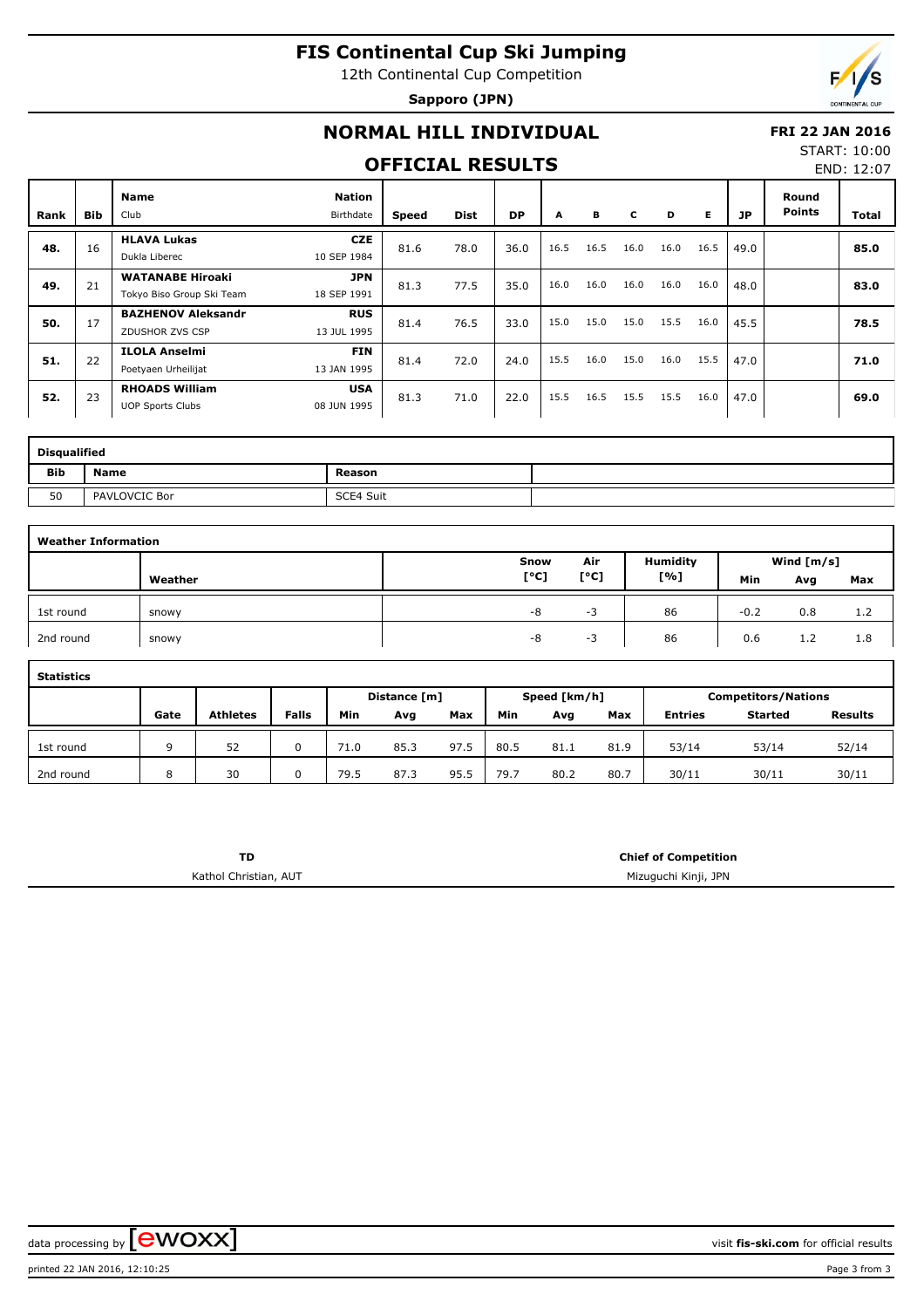# FIS Continental Cup Ski Jumping

12th Continental Cup Competition

**Sapporo (JPN)**

## NORMAL HILL INDIVIDUAL

**FRI 22 JAN 2016**

START: 10:00

END: 12:07

## OFFICIAL RESULTS

| Rank | Bib | Name / Club | Nation / Birthdate | Speed | Dist | DP | A | B | C | D | E | JP | Round Points | Total |
|---|---|---|---|---|---|---|---|---|---|---|---|---|---|---|
| 48. | 16 | **HLAVA Lukas** Dukla Liberec | **CZE** 10 SEP 1984 | 81.6 | 78.0 | 36.0 | 16.5 | 16.5 | 16.0 | 16.0 | 16.5 | 49.0 | | **85.0** |
| 49. | 21 | **WATANABE Hiroaki** Tokyo Biso Group Ski Team | **JPN** 18 SEP 1991 | 81.3 | 77.5 | 35.0 | 16.0 | 16.0 | 16.0 | 16.0 | 16.0 | 48.0 | | **83.0** |
| 50. | 17 | **BAZHENOV Aleksandr** ZDUSHOR ZVS CSP | **RUS** 13 JUL 1995 | 81.4 | 76.5 | 33.0 | 15.0 | 15.0 | 15.0 | 15.5 | 16.0 | 45.5 | | **78.5** |
| 51. | 22 | **ILOLA Anselmi** Poetyaen Urheilijat | **FIN** 13 JAN 1995 | 81.4 | 72.0 | 24.0 | 15.5 | 16.0 | 15.0 | 16.0 | 15.5 | 47.0 | | **71.0** |
| 52. | 23 | **RHOADS William** UOP Sports Clubs | **USA** 08 JUN 1995 | 81.3 | 71.0 | 22.0 | 15.5 | 16.5 | 15.5 | 15.5 | 16.0 | 47.0 | | **69.0** |

### Disqualified

| Bib | Name | Reason |
|---|---|---|
| 50 | PAVLOVCIC Bor | SCE4 Suit |

### Weather Information

| | Weather | Snow [°C] | Air [°C] | Humidity [%] | Wind [m/s] Min | Avg | Max |
|---|---|---|---|---|---|---|---|
| 1st round | snowy | -8 | -3 | 86 | -0.2 | 0.8 | 1.2 |
| 2nd round | snowy | -8 | -3 | 86 | 0.6 | 1.2 | 1.8 |

### Statistics

| | Gate | Athletes | Falls | Distance [m] Min | Avg | Max | Speed [km/h] Min | Avg | Max | Competitors/Nations Entries | Started | Results |
|---|---|---|---|---|---|---|---|---|---|---|---|---|
| 1st round | 9 | 52 | 0 | 71.0 | 85.3 | 97.5 | 80.5 | 81.1 | 81.9 | 53/14 | 53/14 | 52/14 |
| 2nd round | 8 | 30 | 0 | 79.5 | 87.3 | 95.5 | 79.7 | 80.2 | 80.7 | 30/11 | 30/11 | 30/11 |

**TD**
Kathol Christian, AUT

**Chief of Competition**
Mizuguchi Kinji, JPN

data processing by ewoxx

visit **fis-ski.com** for official results

printed 22 JAN 2016, 12:10:25